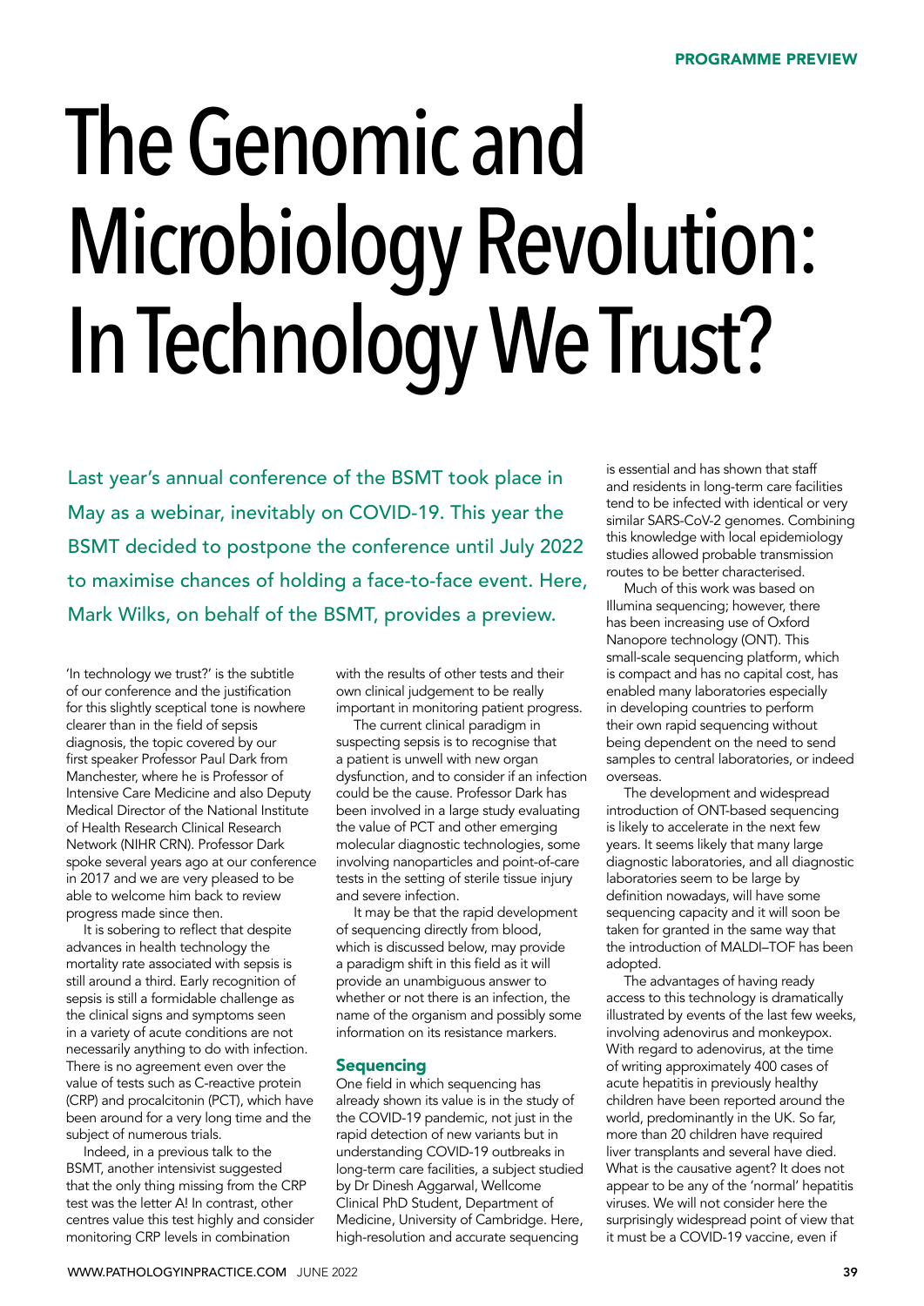# The Genomic and Microbiology Revolution: In Technology We Trust?

Last year's annual conference of the BSMT took place in May as a webinar, inevitably on COVID-19. This year the BSMT decided to postpone the conference until July 2022 to maximise chances of holding a face-to-face event. Here, Mark Wilks, on behalf of the BSMT, provides a preview.

'In technology we trust?' is the subtitle of our conference and the justification for this slightly sceptical tone is nowhere clearer than in the field of sepsis diagnosis, the topic covered by our first speaker Professor Paul Dark from Manchester, where he is Professor of Intensive Care Medicine and also Deputy Medical Director of the National Institute of Health Research Clinical Research Network (NIHR CRN). Professor Dark spoke several years ago at our conference in 2017 and we are very pleased to be able to welcome him back to review progress made since then.

It is sobering to reflect that despite advances in health technology the mortality rate associated with sepsis is still around a third. Early recognition of sepsis is still a formidable challenge as the clinical signs and symptoms seen in a variety of acute conditions are not necessarily anything to do with infection. There is no agreement even over the value of tests such as C-reactive protein (CRP) and procalcitonin (PCT), which have been around for a very long time and the subject of numerous trials.

Indeed, in a previous talk to the BSMT, another intensivist suggested that the only thing missing from the CRP test was the letter A! In contrast, other centres value this test highly and consider monitoring CRP levels in combination with the results of other tests and their own clinical judgement to be really important in monitoring patient progress.

The current clinical paradigm in suspecting sepsis is to recognise that a patient is unwell with new organ dysfunction, and to consider if an infection could be the cause. Professor Dark has been involved in a large study evaluating the value of PCT and other emerging molecular diagnostic technologies, some involving nanoparticles and point-of-care tests in the setting of sterile tissue injury and severe infection.

It may be that the rapid development of sequencing directly from blood, which is discussed below, may provide a paradigm shift in this field as it will provide an unambiguous answer to whether or not there is an infection, the name of the organism and possibly some information on its resistance markers.

## Sequencing

One field in which sequencing has already shown its value is in the study of the COVID-19 pandemic, not just in the rapid detection of new variants but in understanding COVID-19 outbreaks in long-term care facilities, a subject studied by Dr Dinesh Aggarwal, Wellcome Clinical PhD Student, Department of Medicine, University of Cambridge. Here, high-resolution and accurate sequencing is essential and has shown that staff and residents in long-term care facilities tend to be infected with identical or very similar SARS-CoV-2 genomes. Combining this knowledge with local epidemiology studies allowed probable transmission routes to be better characterised.

Much of this work was based on Illumina sequencing; however, there has been increasing use of Oxford Nanopore technology (ONT). This small-scale sequencing platform, which is compact and has no capital cost, has enabled many laboratories especially in developing countries to perform their own rapid sequencing without being dependent on the need to send samples to central laboratories, or indeed overseas.

The development and widespread introduction of ONT-based sequencing is likely to accelerate in the next few years. It seems likely that many large diagnostic laboratories, and all diagnostic laboratories seem to be large by definition nowadays, will have some sequencing capacity and it will soon be taken for granted in the same way that the introduction of MALDI–TOF has been adopted.

The advantages of having ready access to this technology is dramatically illustrated by events of the last few weeks, involving adenovirus and monkeypox. With regard to adenovirus, at the time of writing approximately 400 cases of acute hepatitis in previously healthy children have been reported around the world, predominantly in the UK. So far, more than 20 children have required liver transplants and several have died. What is the causative agent? It does not appear to be any of the 'normal' hepatitis viruses. We will not consider here the surprisingly widespread point of view that it must be a COVID-19 vaccine, even if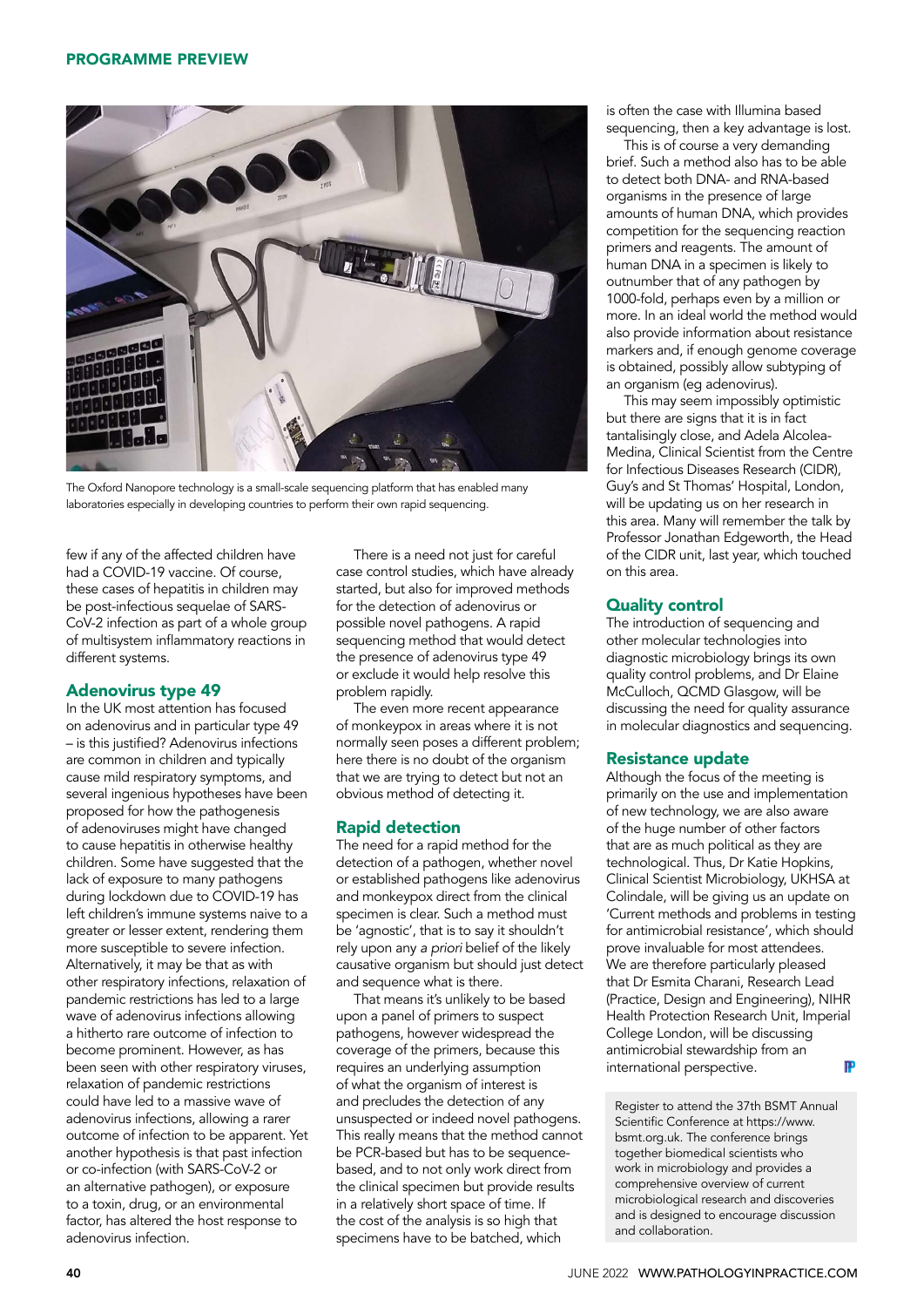The Oxford Nanopore technology is a small-scale sequencing platform that has enabled many laboratories especially in developing countries to perform their own rapid sequencing.

few if any of the affected children have had a COVID-19 vaccine. Of course, these cases of hepatitis in children may be post-infectious sequelae of SARS-CoV-2 infection as part of a whole group of multisystem inflammatory reactions in different systems.

## Adenovirus type 49

In the UK most attention has focused on adenovirus and in particular type 49 – is this justified? Adenovirus infections are common in children and typically cause mild respiratory symptoms, and several ingenious hypotheses have been proposed for how the pathogenesis of adenoviruses might have changed to cause hepatitis in otherwise healthy children. Some have suggested that the lack of exposure to many pathogens during lockdown due to COVID-19 has left children's immune systems naive to a greater or lesser extent, rendering them more susceptible to severe infection. Alternatively, it may be that as with other respiratory infections, relaxation of pandemic restrictions has led to a large wave of adenovirus infections allowing a hitherto rare outcome of infection to become prominent. However, as has been seen with other respiratory viruses, relaxation of pandemic restrictions could have led to a massive wave of adenovirus infections, allowing a rarer outcome of infection to be apparent. Yet another hypothesis is that past infection or co-infection (with SARS-CoV-2 or an alternative pathogen), or exposure to a toxin, drug, or an environmental factor, has altered the host response to adenovirus infection.

There is a need not just for careful case control studies, which have already started, but also for improved methods for the detection of adenovirus or possible novel pathogens. A rapid sequencing method that would detect the presence of adenovirus type 49 or exclude it would help resolve this problem rapidly.

The even more recent appearance of monkeypox in areas where it is not normally seen poses a different problem; here there is no doubt of the organism that we are trying to detect but not an obvious method of detecting it.

## Rapid detection

The need for a rapid method for the detection of a pathogen, whether novel or established pathogens like adenovirus and monkeypox direct from the clinical specimen is clear. Such a method must be 'agnostic', that is to say it shouldn't rely upon any *a priori* belief of the likely causative organism but should just detect and sequence what is there.

That means it's unlikely to be based upon a panel of primers to suspect pathogens, however widespread the coverage of the primers, because this requires an underlying assumption of what the organism of interest is and precludes the detection of any unsuspected or indeed novel pathogens. This really means that the method cannot be PCR-based but has to be sequence-based, and to not only work direct from the clinical specimen but provide results in a relatively short space of time. If the cost of the analysis is so high that specimens have to be batched, which is often the case with Illumina based sequencing, then a key advantage is lost.

This is of course a very demanding brief. Such a method also has to be able to detect both DNA- and RNA-based organisms in the presence of large amounts of human DNA, which provides competition for the sequencing reaction primers and reagents. The amount of human DNA in a specimen is likely to outnumber that of any pathogen by 1000-fold, perhaps even by a million or more. In an ideal world the method would also provide information about resistance markers and, if enough genome coverage is obtained, possibly allow subtyping of an organism (eg adenovirus).

This may seem impossibly optimistic but there are signs that it is in fact tantalisingly close, and Adela Alcolea-Medina, Clinical Scientist from the Centre for Infectious Diseases Research (CIDR), Guy's and St Thomas' Hospital, London, will be updating us on her research in this area. Many will remember the talk by Professor Jonathan Edgeworth, the Head of the CIDR unit, last year, which touched on this area.

## Quality control

The introduction of sequencing and other molecular technologies into diagnostic microbiology brings its own quality control problems, and Dr Elaine McCulloch, QCMD Glasgow, will be discussing the need for quality assurance in molecular diagnostics and sequencing.

## Resistance update

Although the focus of the meeting is primarily on the use and implementation of new technology, we are also aware of the huge number of other factors that are as much political as they are technological. Thus, Dr Katie Hopkins, Clinical Scientist Microbiology, UKHSA at Colindale, will be giving us an update on 'Current methods and problems in testing for antimicrobial resistance', which should prove invaluable for most attendees. We are therefore particularly pleased that Dr Esmita Charani, Research Lead (Practice, Design and Engineering), NIHR Health Protection Research Unit, Imperial College London, will be discussing antimicrobial stewardship from an international perspective.

Register to attend the 37th BSMT Annual Scientific Conference at https://www.bsmt.org.uk. The conference brings together biomedical scientists who work in microbiology and provides a comprehensive overview of current microbiological research and discoveries and is designed to encourage discussion and collaboration.